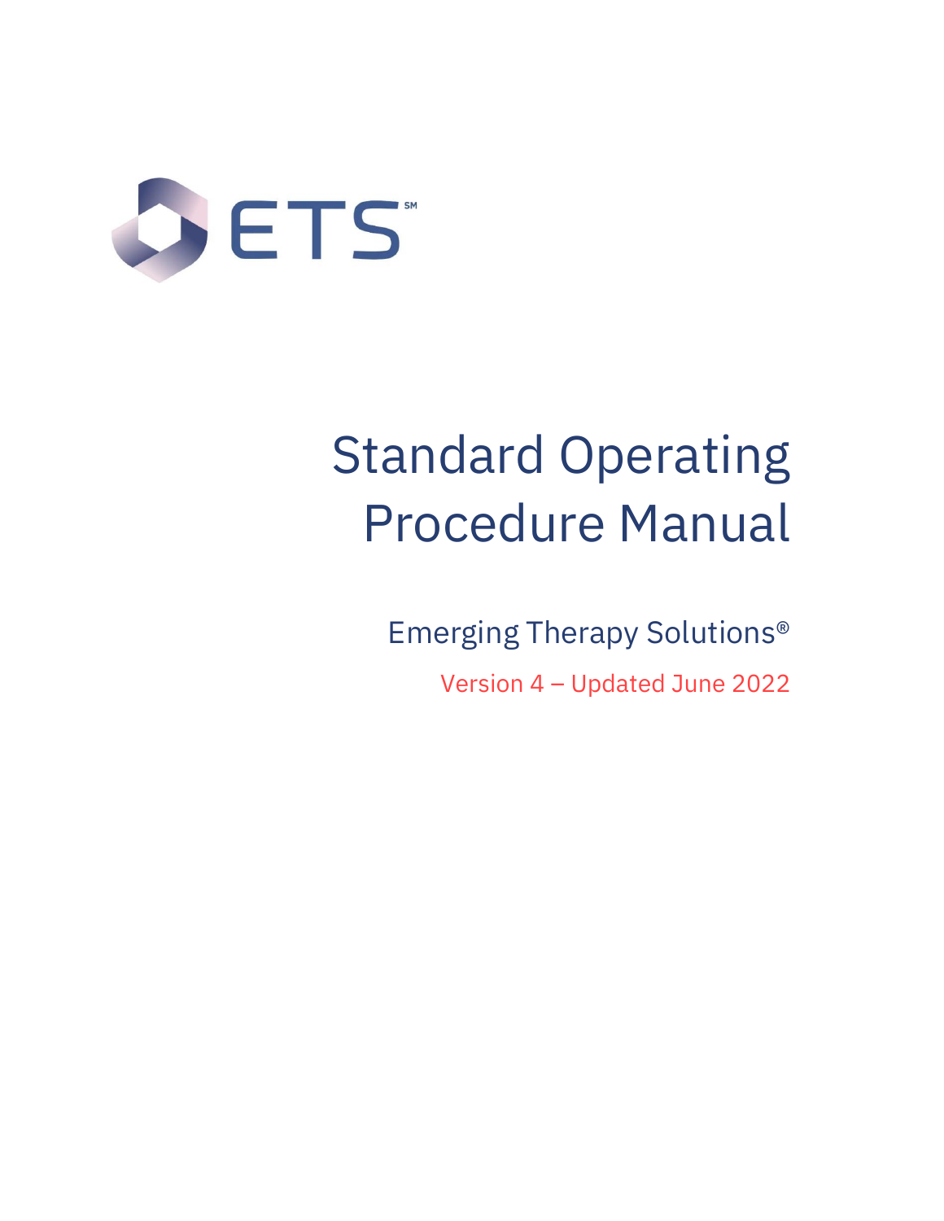ETS℠

# Standard Operating Procedure Manual

## Emerging Therapy Solutions®

Version 4 – Updated June 2022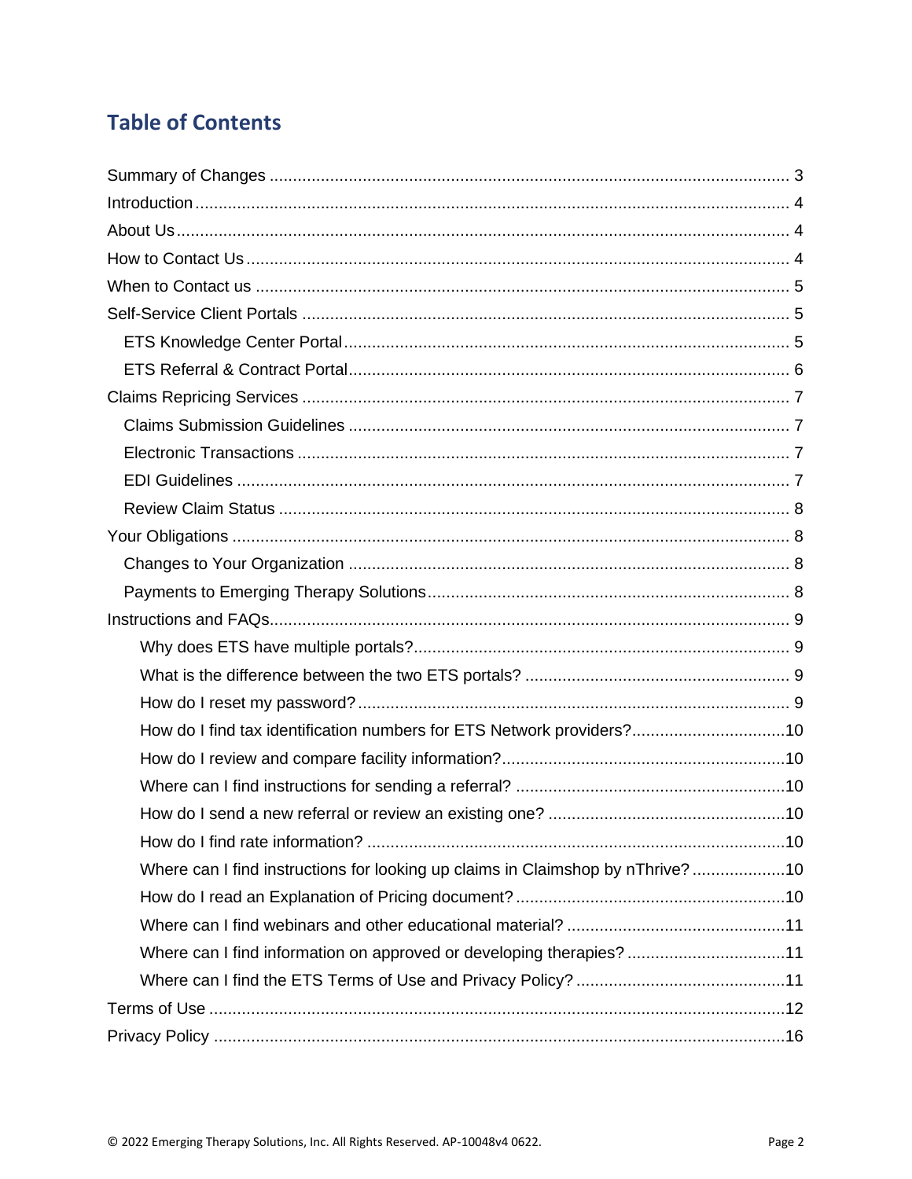## Table of Contents

- Summary of Changes ... 3
- Introduction ... 4
- About Us ... 4
- How to Contact Us ... 4
- When to Contact us ... 5
- Self-Service Client Portals ... 5
  - ETS Knowledge Center Portal ... 5
  - ETS Referral & Contract Portal ... 6
- Claims Repricing Services ... 7
  - Claims Submission Guidelines ... 7
  - Electronic Transactions ... 7
  - EDI Guidelines ... 7
  - Review Claim Status ... 8
- Your Obligations ... 8
  - Changes to Your Organization ... 8
  - Payments to Emerging Therapy Solutions ... 8
- Instructions and FAQs ... 9
    - Why does ETS have multiple portals? ... 9
    - What is the difference between the two ETS portals? ... 9
    - How do I reset my password? ... 9
    - How do I find tax identification numbers for ETS Network providers? ... 10
    - How do I review and compare facility information? ... 10
    - Where can I find instructions for sending a referral? ... 10
    - How do I send a new referral or review an existing one? ... 10
    - How do I find rate information? ... 10
    - Where can I find instructions for looking up claims in Claimshop by nThrive? ... 10
    - How do I read an Explanation of Pricing document? ... 10
    - Where can I find webinars and other educational material? ... 11
    - Where can I find information on approved or developing therapies? ... 11
    - Where can I find the ETS Terms of Use and Privacy Policy? ... 11
- Terms of Use ... 12
- Privacy Policy ... 16

© 2022 Emerging Therapy Solutions, Inc. All Rights Reserved. AP-10048v4 0622.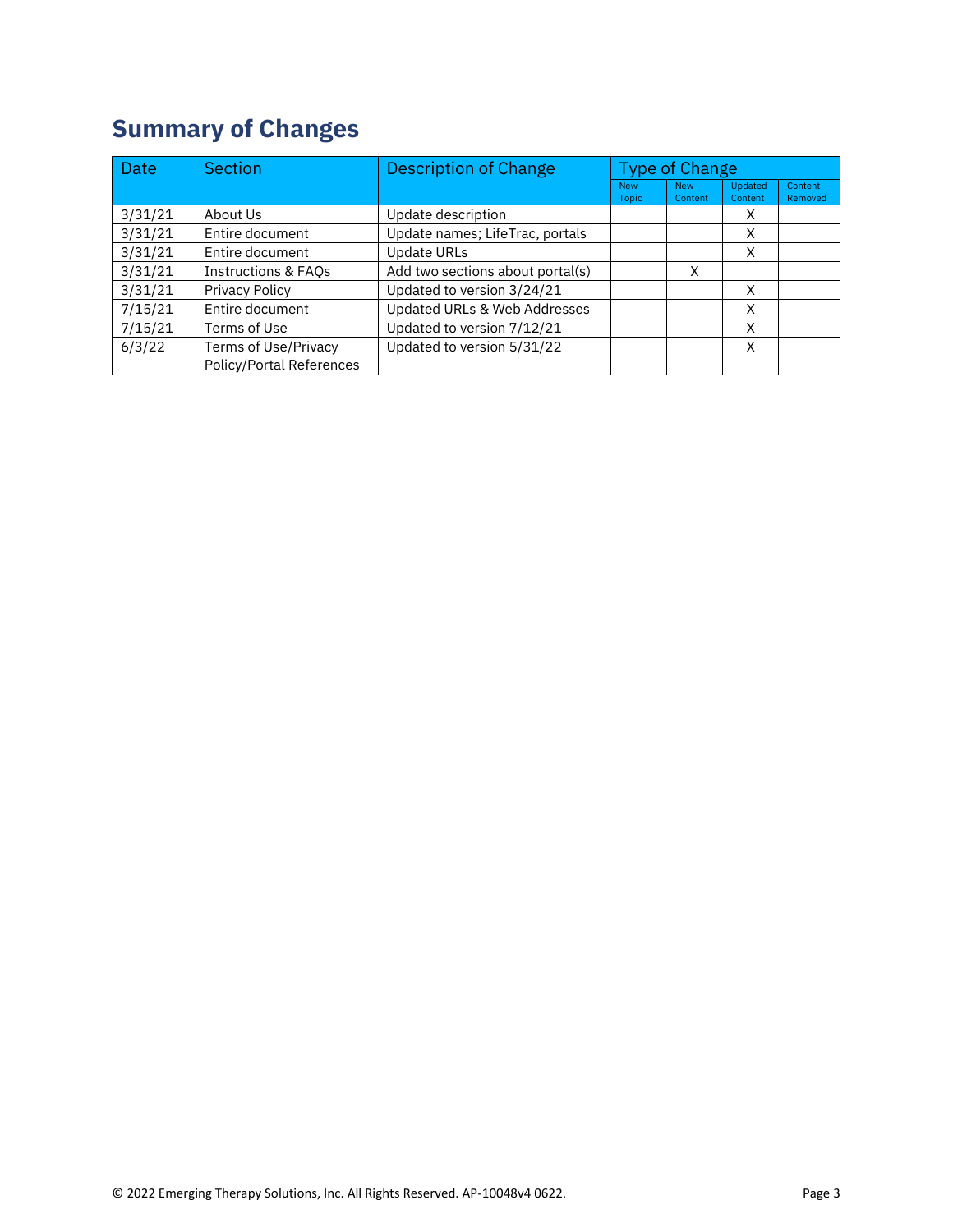## Summary of Changes

| Date | Section | Description of Change | Type of Change | | | |
|---|---|---|---|---|---|---|
| | | | New Topic | New Content | Updated Content | Content Removed |
| 3/31/21 | About Us | Update description | | | X | |
| 3/31/21 | Entire document | Update names; LifeTrac, portals | | | X | |
| 3/31/21 | Entire document | Update URLs | | | X | |
| 3/31/21 | Instructions & FAQs | Add two sections about portal(s) | | X | | |
| 3/31/21 | Privacy Policy | Updated to version 3/24/21 | | | X | |
| 7/15/21 | Entire document | Updated URLs & Web Addresses | | | X | |
| 7/15/21 | Terms of Use | Updated to version 7/12/21 | | | X | |
| 6/3/22 | Terms of Use/Privacy Policy/Portal References | Updated to version 5/31/22 | | | X | |

© 2022 Emerging Therapy Solutions, Inc. All Rights Reserved. AP-10048v4 0622.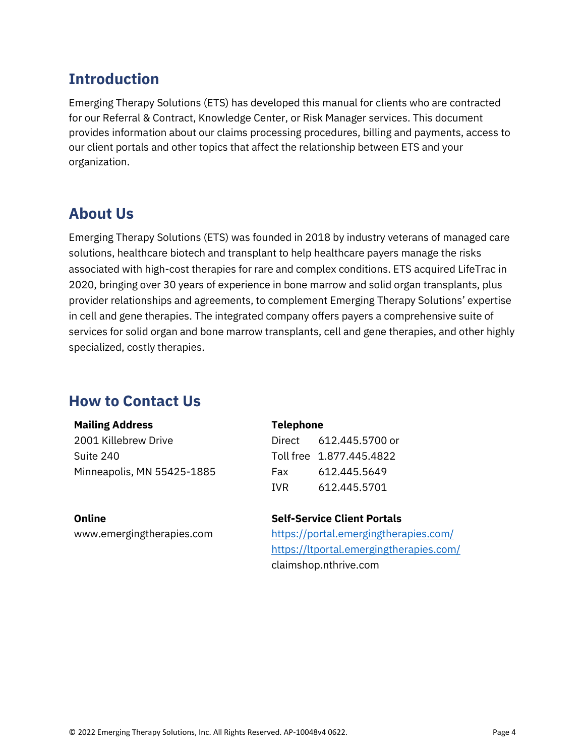## Introduction

Emerging Therapy Solutions (ETS) has developed this manual for clients who are contracted for our Referral & Contract, Knowledge Center, or Risk Manager services. This document provides information about our claims processing procedures, billing and payments, access to our client portals and other topics that affect the relationship between ETS and your organization.

## About Us

Emerging Therapy Solutions (ETS) was founded in 2018 by industry veterans of managed care solutions, healthcare biotech and transplant to help healthcare payers manage the risks associated with high-cost therapies for rare and complex conditions. ETS acquired LifeTrac in 2020, bringing over 30 years of experience in bone marrow and solid organ transplants, plus provider relationships and agreements, to complement Emerging Therapy Solutions' expertise in cell and gene therapies. The integrated company offers payers a comprehensive suite of services for solid organ and bone marrow transplants, cell and gene therapies, and other highly specialized, costly therapies.

## How to Contact Us

**Mailing Address**

2001 Killebrew Drive
Suite 240
Minneapolis, MN 55425-1885

**Telephone**

| | |
|---|---|
| Direct | 612.445.5700 or |
| Toll free | 1.877.445.4822 |
| Fax | 612.445.5649 |
| IVR | 612.445.5701 |

**Online**

www.emergingtherapies.com

**Self-Service Client Portals**

https://portal.emergingtherapies.com/
https://ltportal.emergingtherapies.com/
claimshop.nthrive.com

© 2022 Emerging Therapy Solutions, Inc. All Rights Reserved. AP-10048v4 0622.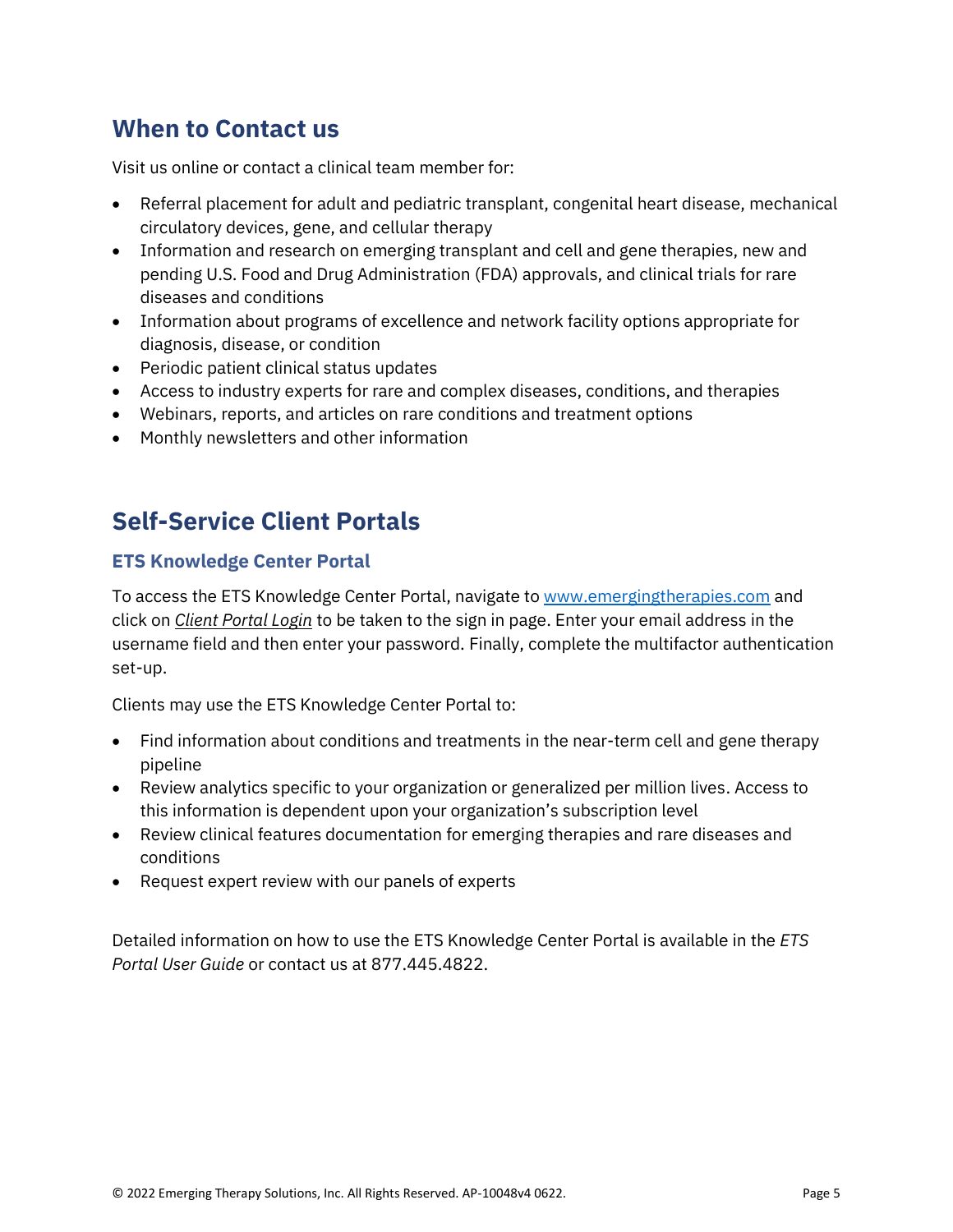## When to Contact us

Visit us online or contact a clinical team member for:

- Referral placement for adult and pediatric transplant, congenital heart disease, mechanical circulatory devices, gene, and cellular therapy
- Information and research on emerging transplant and cell and gene therapies, new and pending U.S. Food and Drug Administration (FDA) approvals, and clinical trials for rare diseases and conditions
- Information about programs of excellence and network facility options appropriate for diagnosis, disease, or condition
- Periodic patient clinical status updates
- Access to industry experts for rare and complex diseases, conditions, and therapies
- Webinars, reports, and articles on rare conditions and treatment options
- Monthly newsletters and other information

## Self-Service Client Portals

### ETS Knowledge Center Portal

To access the ETS Knowledge Center Portal, navigate to www.emergingtherapies.com and click on *Client Portal Login* to be taken to the sign in page. Enter your email address in the username field and then enter your password. Finally, complete the multifactor authentication set-up.

Clients may use the ETS Knowledge Center Portal to:

- Find information about conditions and treatments in the near-term cell and gene therapy pipeline
- Review analytics specific to your organization or generalized per million lives. Access to this information is dependent upon your organization's subscription level
- Review clinical features documentation for emerging therapies and rare diseases and conditions
- Request expert review with our panels of experts

Detailed information on how to use the ETS Knowledge Center Portal is available in the *ETS Portal User Guide* or contact us at 877.445.4822.

© 2022 Emerging Therapy Solutions, Inc. All Rights Reserved. AP-10048v4 0622.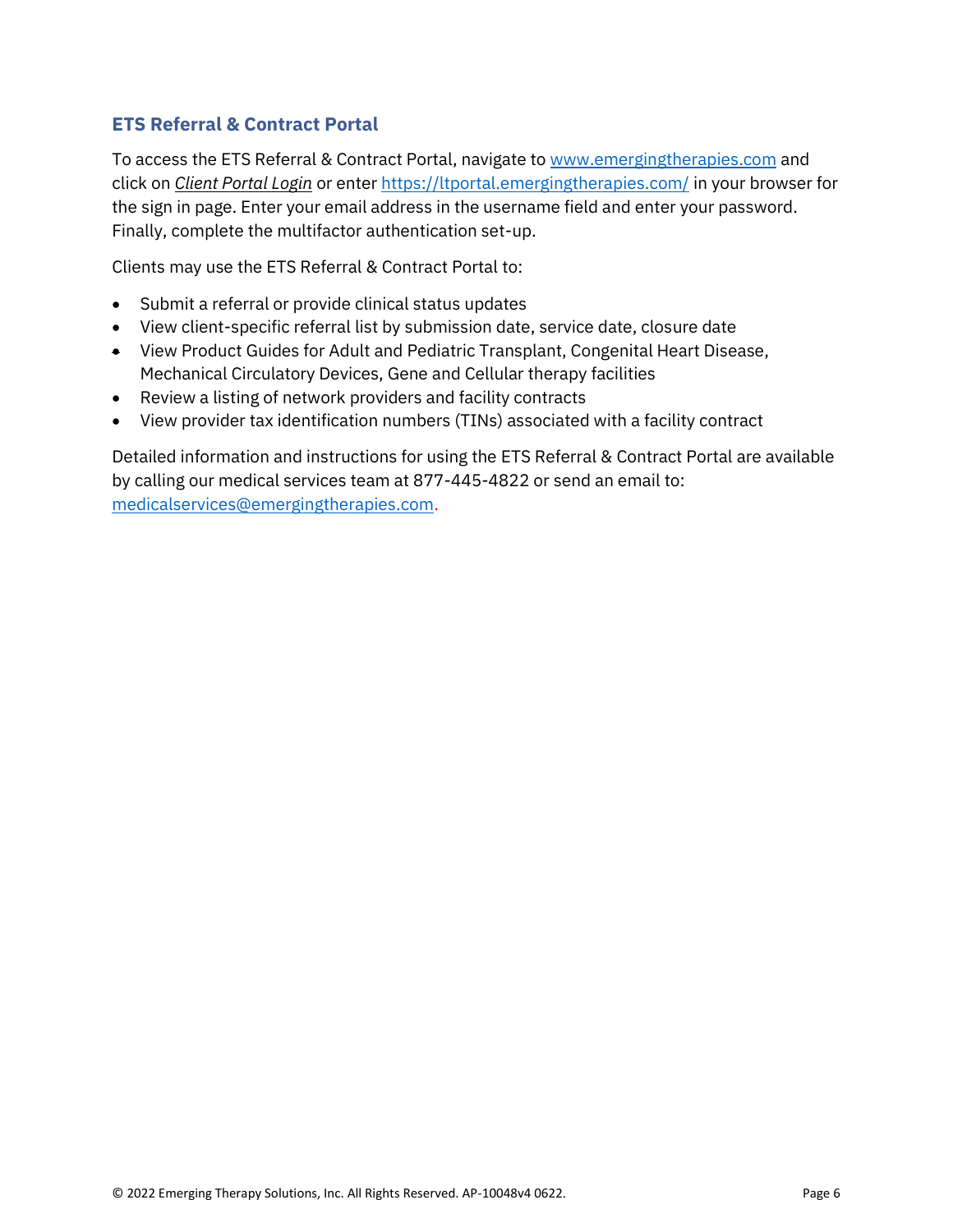## ETS Referral & Contract Portal

To access the ETS Referral & Contract Portal, navigate to www.emergingtherapies.com and click on *Client Portal Login* or enter https://ltportal.emergingtherapies.com/ in your browser for the sign in page. Enter your email address in the username field and enter your password. Finally, complete the multifactor authentication set-up.

Clients may use the ETS Referral & Contract Portal to:

- Submit a referral or provide clinical status updates
- View client-specific referral list by submission date, service date, closure date
- View Product Guides for Adult and Pediatric Transplant, Congenital Heart Disease, Mechanical Circulatory Devices, Gene and Cellular therapy facilities
- Review a listing of network providers and facility contracts
- View provider tax identification numbers (TINs) associated with a facility contract

Detailed information and instructions for using the ETS Referral & Contract Portal are available by calling our medical services team at 877-445-4822 or send an email to: medicalservices@emergingtherapies.com.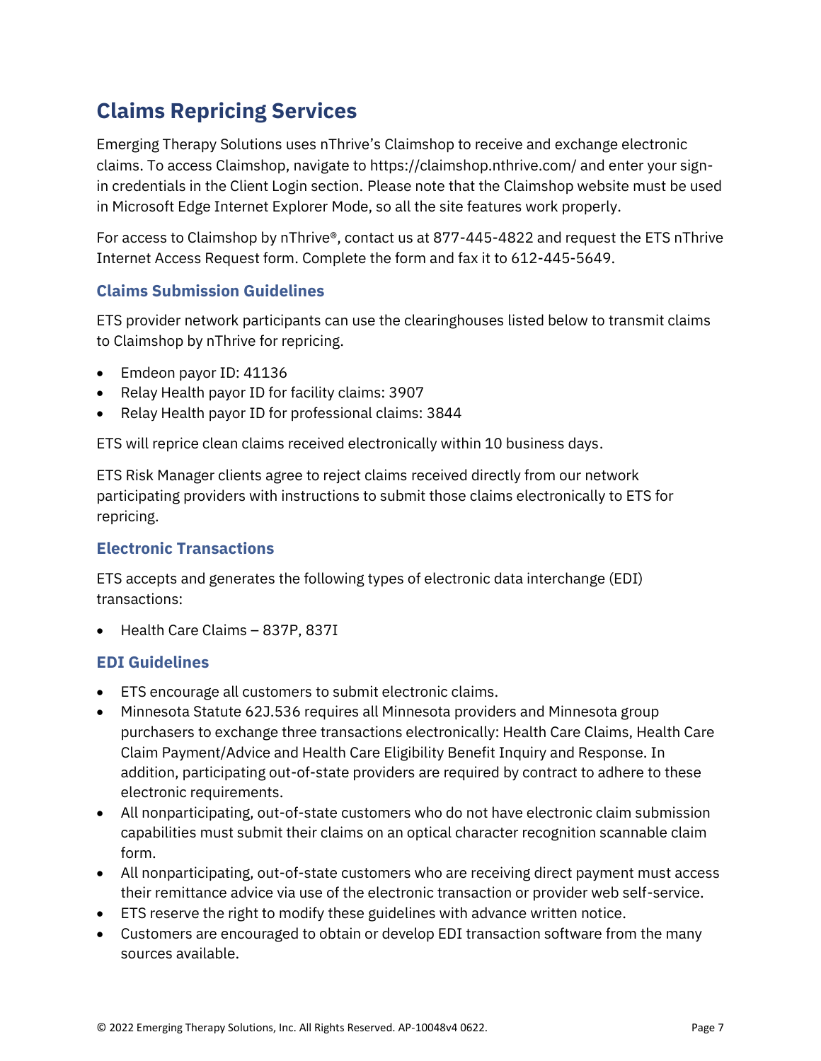# Claims Repricing Services

Emerging Therapy Solutions uses nThrive's Claimshop to receive and exchange electronic claims. To access Claimshop, navigate to https://claimshop.nthrive.com/ and enter your sign-in credentials in the Client Login section. Please note that the Claimshop website must be used in Microsoft Edge Internet Explorer Mode, so all the site features work properly.

For access to Claimshop by nThrive®, contact us at 877-445-4822 and request the ETS nThrive Internet Access Request form. Complete the form and fax it to 612-445-5649.

## Claims Submission Guidelines

ETS provider network participants can use the clearinghouses listed below to transmit claims to Claimshop by nThrive for repricing.

- Emdeon payor ID: 41136
- Relay Health payor ID for facility claims: 3907
- Relay Health payor ID for professional claims: 3844

ETS will reprice clean claims received electronically within 10 business days.

ETS Risk Manager clients agree to reject claims received directly from our network participating providers with instructions to submit those claims electronically to ETS for repricing.

## Electronic Transactions

ETS accepts and generates the following types of electronic data interchange (EDI) transactions:

- Health Care Claims – 837P, 837I

## EDI Guidelines

- ETS encourage all customers to submit electronic claims.
- Minnesota Statute 62J.536 requires all Minnesota providers and Minnesota group purchasers to exchange three transactions electronically: Health Care Claims, Health Care Claim Payment/Advice and Health Care Eligibility Benefit Inquiry and Response. In addition, participating out-of-state providers are required by contract to adhere to these electronic requirements.
- All nonparticipating, out-of-state customers who do not have electronic claim submission capabilities must submit their claims on an optical character recognition scannable claim form.
- All nonparticipating, out-of-state customers who are receiving direct payment must access their remittance advice via use of the electronic transaction or provider web self-service.
- ETS reserve the right to modify these guidelines with advance written notice.
- Customers are encouraged to obtain or develop EDI transaction software from the many sources available.

© 2022 Emerging Therapy Solutions, Inc. All Rights Reserved. AP-10048v4 0622.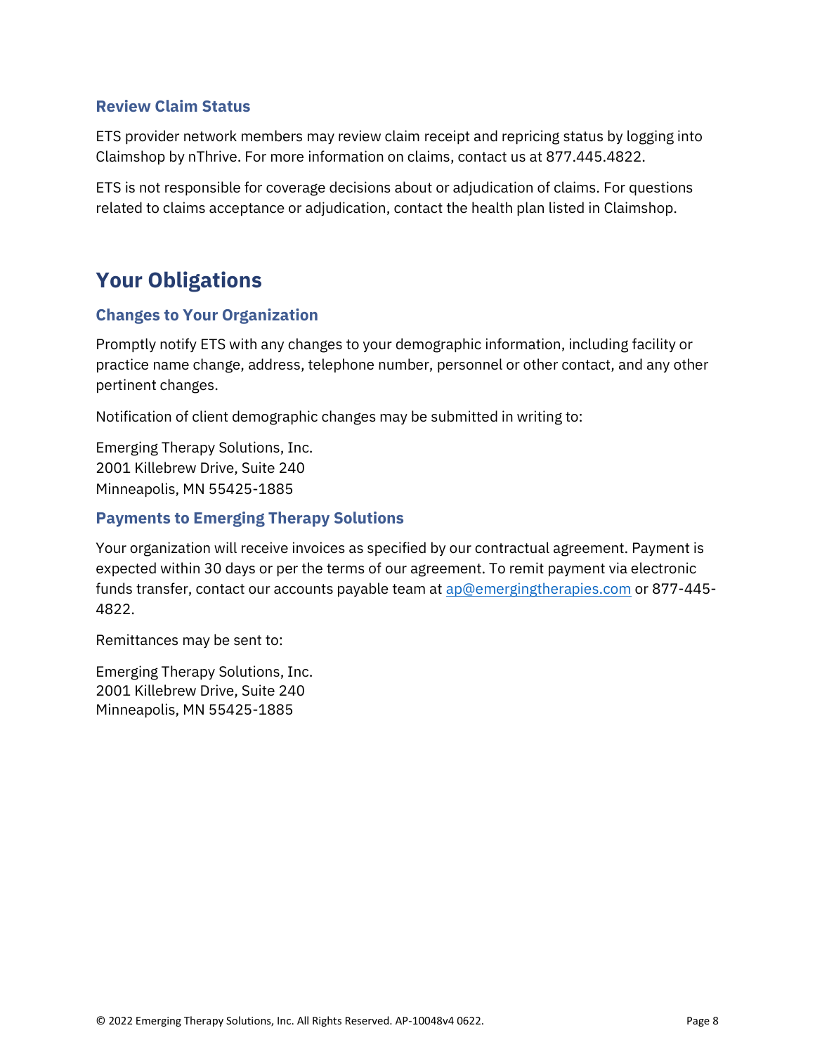### Review Claim Status

ETS provider network members may review claim receipt and repricing status by logging into Claimshop by nThrive. For more information on claims, contact us at 877.445.4822.

ETS is not responsible for coverage decisions about or adjudication of claims. For questions related to claims acceptance or adjudication, contact the health plan listed in Claimshop.

## Your Obligations

### Changes to Your Organization

Promptly notify ETS with any changes to your demographic information, including facility or practice name change, address, telephone number, personnel or other contact, and any other pertinent changes.

Notification of client demographic changes may be submitted in writing to:

Emerging Therapy Solutions, Inc.
2001 Killebrew Drive, Suite 240
Minneapolis, MN 55425-1885

### Payments to Emerging Therapy Solutions

Your organization will receive invoices as specified by our contractual agreement. Payment is expected within 30 days or per the terms of our agreement. To remit payment via electronic funds transfer, contact our accounts payable team at ap@emergingtherapies.com or 877-445-4822.

Remittances may be sent to:

Emerging Therapy Solutions, Inc.
2001 Killebrew Drive, Suite 240
Minneapolis, MN 55425-1885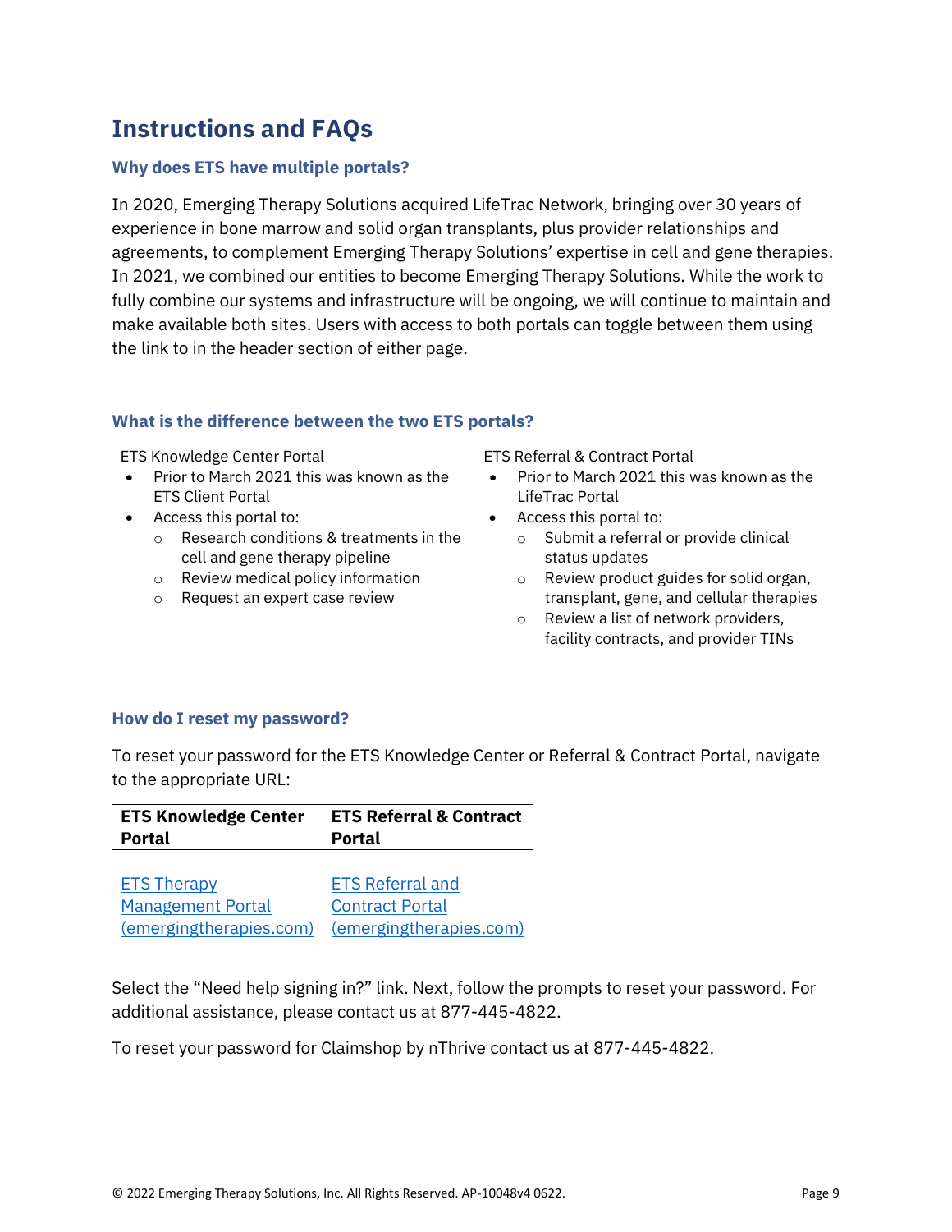# Instructions and FAQs

### Why does ETS have multiple portals?

In 2020, Emerging Therapy Solutions acquired LifeTrac Network, bringing over 30 years of experience in bone marrow and solid organ transplants, plus provider relationships and agreements, to complement Emerging Therapy Solutions' expertise in cell and gene therapies. In 2021, we combined our entities to become Emerging Therapy Solutions. While the work to fully combine our systems and infrastructure will be ongoing, we will continue to maintain and make available both sites. Users with access to both portals can toggle between them using the link to in the header section of either page.

### What is the difference between the two ETS portals?

ETS Knowledge Center Portal

- Prior to March 2021 this was known as the ETS Client Portal
- Access this portal to:
    - Research conditions & treatments in the cell and gene therapy pipeline
    - Review medical policy information
    - Request an expert case review

ETS Referral & Contract Portal

- Prior to March 2021 this was known as the LifeTrac Portal
- Access this portal to:
    - Submit a referral or provide clinical status updates
    - Review product guides for solid organ, transplant, gene, and cellular therapies
    - Review a list of network providers, facility contracts, and provider TINs

### How do I reset my password?

To reset your password for the ETS Knowledge Center or Referral & Contract Portal, navigate to the appropriate URL:

| ETS Knowledge Center Portal | ETS Referral & Contract Portal |
| --- | --- |
| ETS Therapy Management Portal (emergingtherapies.com) | ETS Referral and Contract Portal (emergingtherapies.com) |

Select the "Need help signing in?" link. Next, follow the prompts to reset your password. For additional assistance, please contact us at 877-445-4822.

To reset your password for Claimshop by nThrive contact us at 877-445-4822.

© 2022 Emerging Therapy Solutions, Inc. All Rights Reserved. AP-10048v4 0622.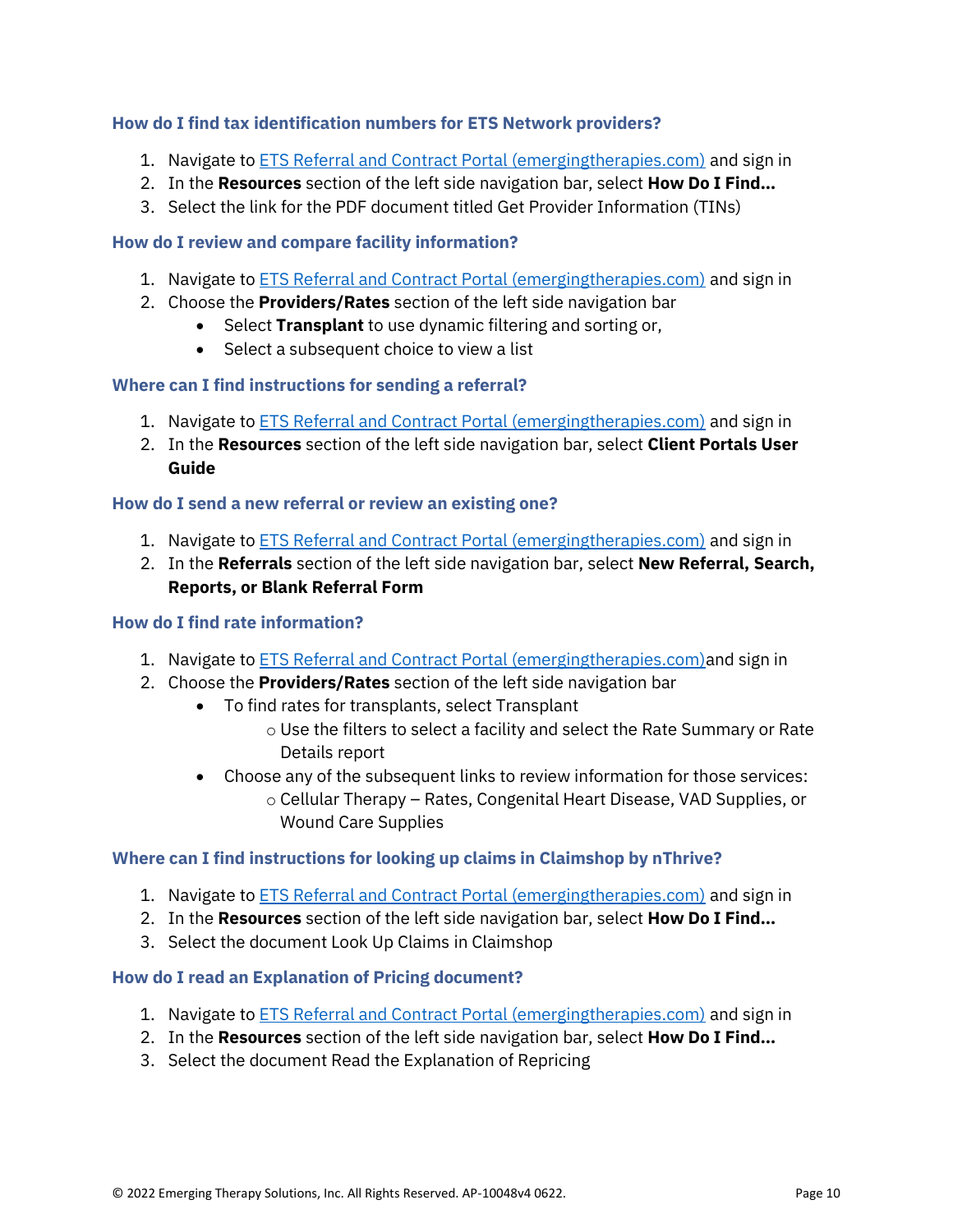### How do I find tax identification numbers for ETS Network providers?

1. Navigate to [ETS Referral and Contract Portal (emergingtherapies.com)](emergingtherapies.com) and sign in
2. In the **Resources** section of the left side navigation bar, select **How Do I Find...**
3. Select the link for the PDF document titled Get Provider Information (TINs)

### How do I review and compare facility information?

1. Navigate to [ETS Referral and Contract Portal (emergingtherapies.com)](emergingtherapies.com) and sign in
2. Choose the **Providers/Rates** section of the left side navigation bar
   - Select **Transplant** to use dynamic filtering and sorting or,
   - Select a subsequent choice to view a list

### Where can I find instructions for sending a referral?

1. Navigate to [ETS Referral and Contract Portal (emergingtherapies.com)](emergingtherapies.com) and sign in
2. In the **Resources** section of the left side navigation bar, select **Client Portals User Guide**

### How do I send a new referral or review an existing one?

1. Navigate to [ETS Referral and Contract Portal (emergingtherapies.com)](emergingtherapies.com) and sign in
2. In the **Referrals** section of the left side navigation bar, select **New Referral, Search, Reports, or Blank Referral Form**

### How do I find rate information?

1. Navigate to [ETS Referral and Contract Portal (emergingtherapies.com)](emergingtherapies.com)and sign in
2. Choose the **Providers/Rates** section of the left side navigation bar
   - To find rates for transplants, select Transplant
     - Use the filters to select a facility and select the Rate Summary or Rate Details report
   - Choose any of the subsequent links to review information for those services:
     - Cellular Therapy – Rates, Congenital Heart Disease, VAD Supplies, or Wound Care Supplies

### Where can I find instructions for looking up claims in Claimshop by nThrive?

1. Navigate to [ETS Referral and Contract Portal (emergingtherapies.com)](emergingtherapies.com) and sign in
2. In the **Resources** section of the left side navigation bar, select **How Do I Find...**
3. Select the document Look Up Claims in Claimshop

### How do I read an Explanation of Pricing document?

1. Navigate to [ETS Referral and Contract Portal (emergingtherapies.com)](emergingtherapies.com) and sign in
2. In the **Resources** section of the left side navigation bar, select **How Do I Find...**
3. Select the document Read the Explanation of Repricing

© 2022 Emerging Therapy Solutions, Inc. All Rights Reserved. AP-10048v4 0622.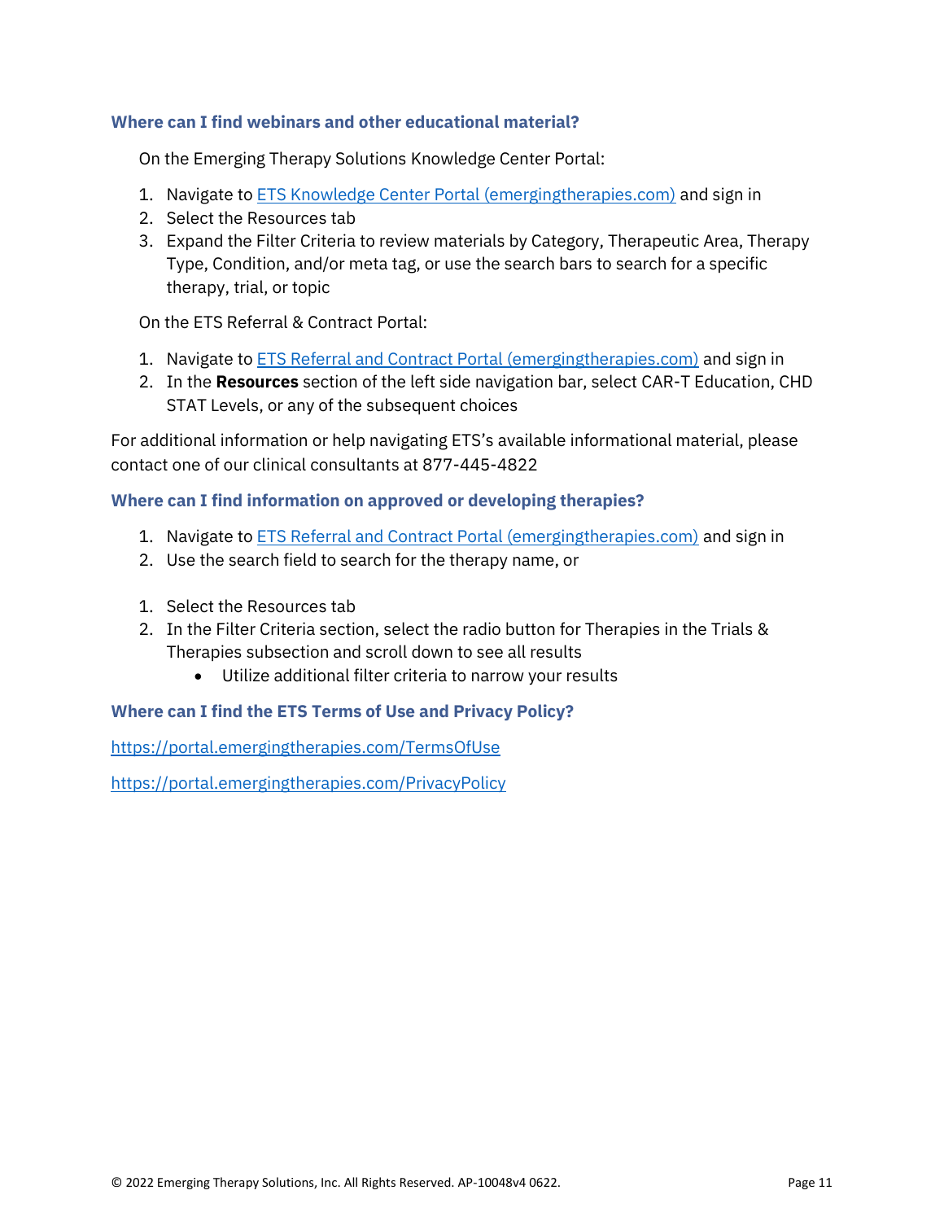### Where can I find webinars and other educational material?

On the Emerging Therapy Solutions Knowledge Center Portal:

1. Navigate to [ETS Knowledge Center Portal (emergingtherapies.com)]() and sign in
2. Select the Resources tab
3. Expand the Filter Criteria to review materials by Category, Therapeutic Area, Therapy Type, Condition, and/or meta tag, or use the search bars to search for a specific therapy, trial, or topic

On the ETS Referral & Contract Portal:

1. Navigate to [ETS Referral and Contract Portal (emergingtherapies.com)]() and sign in
2. In the **Resources** section of the left side navigation bar, select CAR-T Education, CHD STAT Levels, or any of the subsequent choices

For additional information or help navigating ETS's available informational material, please contact one of our clinical consultants at 877-445-4822

### Where can I find information on approved or developing therapies?

1. Navigate to [ETS Referral and Contract Portal (emergingtherapies.com)]() and sign in
2. Use the search field to search for the therapy name, or

1. Select the Resources tab
2. In the Filter Criteria section, select the radio button for Therapies in the Trials & Therapies subsection and scroll down to see all results
   - Utilize additional filter criteria to narrow your results

### Where can I find the ETS Terms of Use and Privacy Policy?

https://portal.emergingtherapies.com/TermsOfUse

https://portal.emergingtherapies.com/PrivacyPolicy

© 2022 Emerging Therapy Solutions, Inc. All Rights Reserved. AP-10048v4 0622.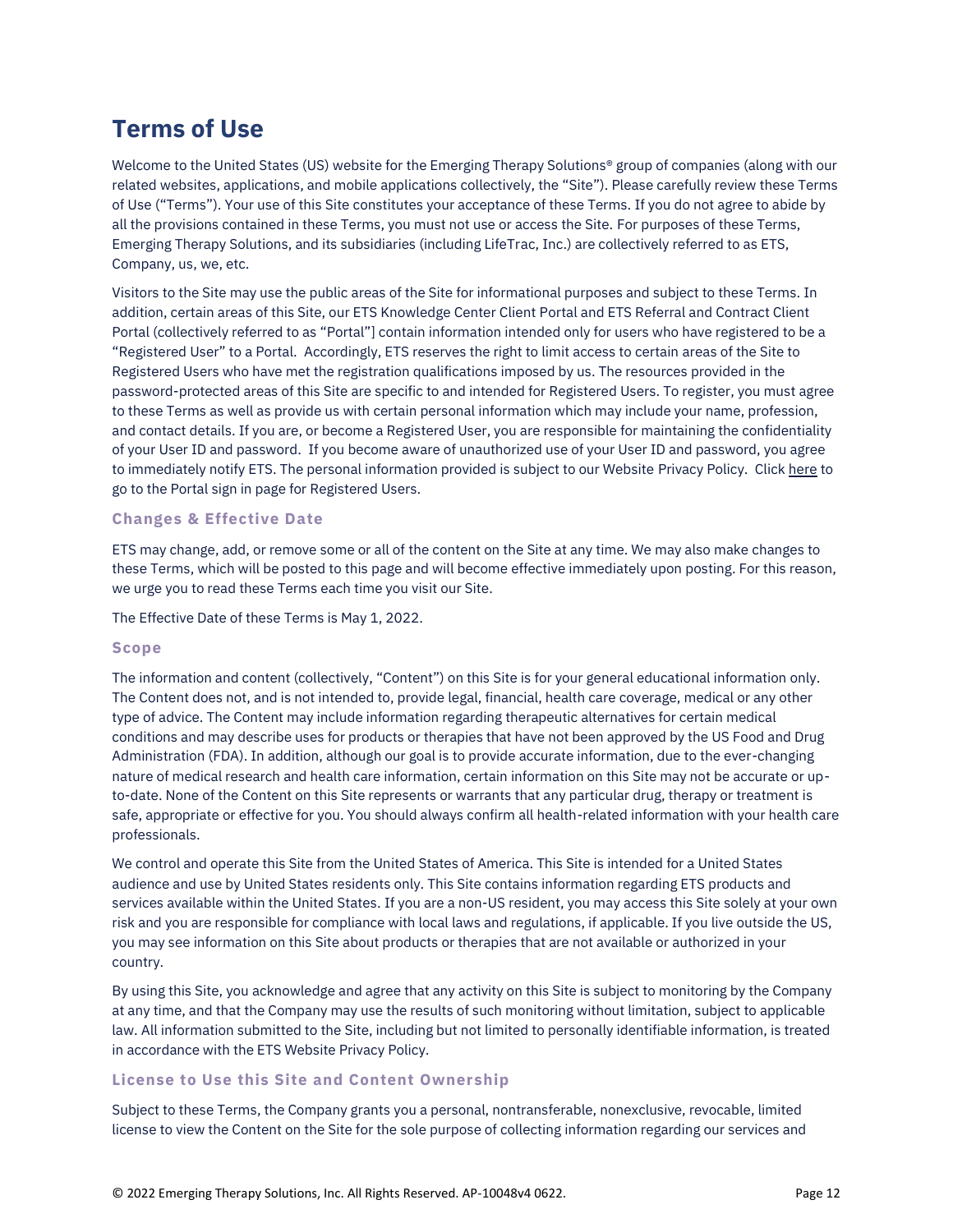# Terms of Use

Welcome to the United States (US) website for the Emerging Therapy Solutions® group of companies (along with our related websites, applications, and mobile applications collectively, the “Site”). Please carefully review these Terms of Use (“Terms”). Your use of this Site constitutes your acceptance of these Terms. If you do not agree to abide by all the provisions contained in these Terms, you must not use or access the Site. For purposes of these Terms, Emerging Therapy Solutions, and its subsidiaries (including LifeTrac, Inc.) are collectively referred to as ETS, Company, us, we, etc.

Visitors to the Site may use the public areas of the Site for informational purposes and subject to these Terms. In addition, certain areas of this Site, our ETS Knowledge Center Client Portal and ETS Referral and Contract Client Portal (collectively referred to as “Portal”] contain information intended only for users who have registered to be a “Registered User” to a Portal. Accordingly, ETS reserves the right to limit access to certain areas of the Site to Registered Users who have met the registration qualifications imposed by us. The resources provided in the password-protected areas of this Site are specific to and intended for Registered Users. To register, you must agree to these Terms as well as provide us with certain personal information which may include your name, profession, and contact details. If you are, or become a Registered User, you are responsible for maintaining the confidentiality of your User ID and password. If you become aware of unauthorized use of your User ID and password, you agree to immediately notify ETS. The personal information provided is subject to our Website Privacy Policy. Click here to go to the Portal sign in page for Registered Users.

### Changes & Effective Date

ETS may change, add, or remove some or all of the content on the Site at any time. We may also make changes to these Terms, which will be posted to this page and will become effective immediately upon posting. For this reason, we urge you to read these Terms each time you visit our Site.

The Effective Date of these Terms is May 1, 2022.

### Scope

The information and content (collectively, “Content”) on this Site is for your general educational information only. The Content does not, and is not intended to, provide legal, financial, health care coverage, medical or any other type of advice. The Content may include information regarding therapeutic alternatives for certain medical conditions and may describe uses for products or therapies that have not been approved by the US Food and Drug Administration (FDA). In addition, although our goal is to provide accurate information, due to the ever-changing nature of medical research and health care information, certain information on this Site may not be accurate or up-to-date. None of the Content on this Site represents or warrants that any particular drug, therapy or treatment is safe, appropriate or effective for you. You should always confirm all health-related information with your health care professionals.

We control and operate this Site from the United States of America. This Site is intended for a United States audience and use by United States residents only. This Site contains information regarding ETS products and services available within the United States. If you are a non-US resident, you may access this Site solely at your own risk and you are responsible for compliance with local laws and regulations, if applicable. If you live outside the US, you may see information on this Site about products or therapies that are not available or authorized in your country.

By using this Site, you acknowledge and agree that any activity on this Site is subject to monitoring by the Company at any time, and that the Company may use the results of such monitoring without limitation, subject to applicable law. All information submitted to the Site, including but not limited to personally identifiable information, is treated in accordance with the ETS Website Privacy Policy.

### License to Use this Site and Content Ownership

Subject to these Terms, the Company grants you a personal, nontransferable, nonexclusive, revocable, limited license to view the Content on the Site for the sole purpose of collecting information regarding our services and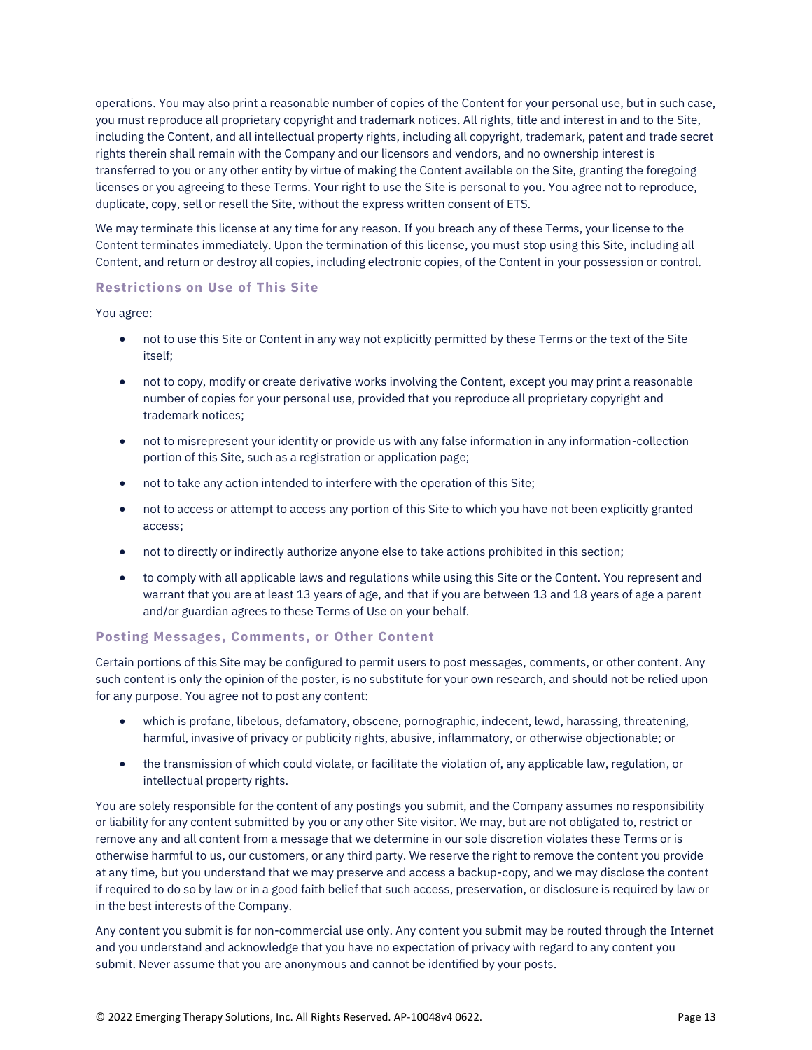operations. You may also print a reasonable number of copies of the Content for your personal use, but in such case, you must reproduce all proprietary copyright and trademark notices. All rights, title and interest in and to the Site, including the Content, and all intellectual property rights, including all copyright, trademark, patent and trade secret rights therein shall remain with the Company and our licensors and vendors, and no ownership interest is transferred to you or any other entity by virtue of making the Content available on the Site, granting the foregoing licenses or you agreeing to these Terms. Your right to use the Site is personal to you. You agree not to reproduce, duplicate, copy, sell or resell the Site, without the express written consent of ETS.

We may terminate this license at any time for any reason. If you breach any of these Terms, your license to the Content terminates immediately. Upon the termination of this license, you must stop using this Site, including all Content, and return or destroy all copies, including electronic copies, of the Content in your possession or control.

### Restrictions on Use of This Site

You agree:

- not to use this Site or Content in any way not explicitly permitted by these Terms or the text of the Site itself;
- not to copy, modify or create derivative works involving the Content, except you may print a reasonable number of copies for your personal use, provided that you reproduce all proprietary copyright and trademark notices;
- not to misrepresent your identity or provide us with any false information in any information-collection portion of this Site, such as a registration or application page;
- not to take any action intended to interfere with the operation of this Site;
- not to access or attempt to access any portion of this Site to which you have not been explicitly granted access;
- not to directly or indirectly authorize anyone else to take actions prohibited in this section;
- to comply with all applicable laws and regulations while using this Site or the Content. You represent and warrant that you are at least 13 years of age, and that if you are between 13 and 18 years of age a parent and/or guardian agrees to these Terms of Use on your behalf.

### Posting Messages, Comments, or Other Content

Certain portions of this Site may be configured to permit users to post messages, comments, or other content. Any such content is only the opinion of the poster, is no substitute for your own research, and should not be relied upon for any purpose. You agree not to post any content:

- which is profane, libelous, defamatory, obscene, pornographic, indecent, lewd, harassing, threatening, harmful, invasive of privacy or publicity rights, abusive, inflammatory, or otherwise objectionable; or
- the transmission of which could violate, or facilitate the violation of, any applicable law, regulation, or intellectual property rights.

You are solely responsible for the content of any postings you submit, and the Company assumes no responsibility or liability for any content submitted by you or any other Site visitor. We may, but are not obligated to, restrict or remove any and all content from a message that we determine in our sole discretion violates these Terms or is otherwise harmful to us, our customers, or any third party. We reserve the right to remove the content you provide at any time, but you understand that we may preserve and access a backup-copy, and we may disclose the content if required to do so by law or in a good faith belief that such access, preservation, or disclosure is required by law or in the best interests of the Company.

Any content you submit is for non-commercial use only. Any content you submit may be routed through the Internet and you understand and acknowledge that you have no expectation of privacy with regard to any content you submit. Never assume that you are anonymous and cannot be identified by your posts.

© 2022 Emerging Therapy Solutions, Inc. All Rights Reserved. AP-10048v4 0622.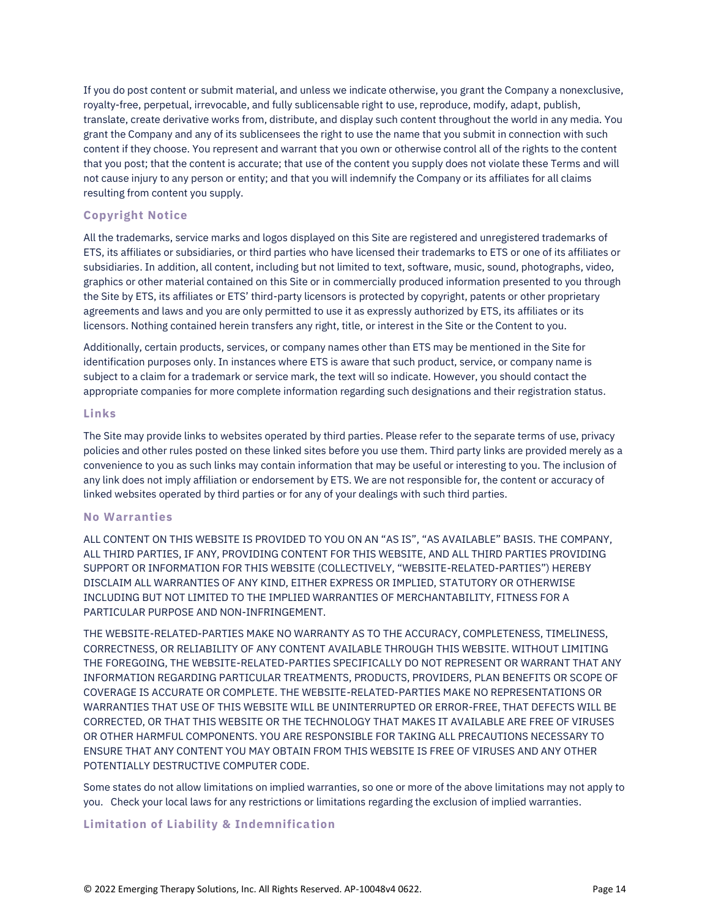If you do post content or submit material, and unless we indicate otherwise, you grant the Company a nonexclusive, royalty-free, perpetual, irrevocable, and fully sublicensable right to use, reproduce, modify, adapt, publish, translate, create derivative works from, distribute, and display such content throughout the world in any media. You grant the Company and any of its sublicensees the right to use the name that you submit in connection with such content if they choose. You represent and warrant that you own or otherwise control all of the rights to the content that you post; that the content is accurate; that use of the content you supply does not violate these Terms and will not cause injury to any person or entity; and that you will indemnify the Company or its affiliates for all claims resulting from content you supply.

### Copyright Notice

All the trademarks, service marks and logos displayed on this Site are registered and unregistered trademarks of ETS, its affiliates or subsidiaries, or third parties who have licensed their trademarks to ETS or one of its affiliates or subsidiaries. In addition, all content, including but not limited to text, software, music, sound, photographs, video, graphics or other material contained on this Site or in commercially produced information presented to you through the Site by ETS, its affiliates or ETS' third-party licensors is protected by copyright, patents or other proprietary agreements and laws and you are only permitted to use it as expressly authorized by ETS, its affiliates or its licensors. Nothing contained herein transfers any right, title, or interest in the Site or the Content to you.

Additionally, certain products, services, or company names other than ETS may be mentioned in the Site for identification purposes only. In instances where ETS is aware that such product, service, or company name is subject to a claim for a trademark or service mark, the text will so indicate. However, you should contact the appropriate companies for more complete information regarding such designations and their registration status.

### Links

The Site may provide links to websites operated by third parties. Please refer to the separate terms of use, privacy policies and other rules posted on these linked sites before you use them. Third party links are provided merely as a convenience to you as such links may contain information that may be useful or interesting to you. The inclusion of any link does not imply affiliation or endorsement by ETS. We are not responsible for, the content or accuracy of linked websites operated by third parties or for any of your dealings with such third parties.

### No Warranties

ALL CONTENT ON THIS WEBSITE IS PROVIDED TO YOU ON AN "AS IS", "AS AVAILABLE" BASIS. THE COMPANY, ALL THIRD PARTIES, IF ANY, PROVIDING CONTENT FOR THIS WEBSITE, AND ALL THIRD PARTIES PROVIDING SUPPORT OR INFORMATION FOR THIS WEBSITE (COLLECTIVELY, "WEBSITE-RELATED-PARTIES") HEREBY DISCLAIM ALL WARRANTIES OF ANY KIND, EITHER EXPRESS OR IMPLIED, STATUTORY OR OTHERWISE INCLUDING BUT NOT LIMITED TO THE IMPLIED WARRANTIES OF MERCHANTABILITY, FITNESS FOR A PARTICULAR PURPOSE AND NON-INFRINGEMENT.

THE WEBSITE-RELATED-PARTIES MAKE NO WARRANTY AS TO THE ACCURACY, COMPLETENESS, TIMELINESS, CORRECTNESS, OR RELIABILITY OF ANY CONTENT AVAILABLE THROUGH THIS WEBSITE. WITHOUT LIMITING THE FOREGOING, THE WEBSITE-RELATED-PARTIES SPECIFICALLY DO NOT REPRESENT OR WARRANT THAT ANY INFORMATION REGARDING PARTICULAR TREATMENTS, PRODUCTS, PROVIDERS, PLAN BENEFITS OR SCOPE OF COVERAGE IS ACCURATE OR COMPLETE. THE WEBSITE-RELATED-PARTIES MAKE NO REPRESENTATIONS OR WARRANTIES THAT USE OF THIS WEBSITE WILL BE UNINTERRUPTED OR ERROR-FREE, THAT DEFECTS WILL BE CORRECTED, OR THAT THIS WEBSITE OR THE TECHNOLOGY THAT MAKES IT AVAILABLE ARE FREE OF VIRUSES OR OTHER HARMFUL COMPONENTS. YOU ARE RESPONSIBLE FOR TAKING ALL PRECAUTIONS NECESSARY TO ENSURE THAT ANY CONTENT YOU MAY OBTAIN FROM THIS WEBSITE IS FREE OF VIRUSES AND ANY OTHER POTENTIALLY DESTRUCTIVE COMPUTER CODE.

Some states do not allow limitations on implied warranties, so one or more of the above limitations may not apply to you. Check your local laws for any restrictions or limitations regarding the exclusion of implied warranties.

### Limitation of Liability & Indemnification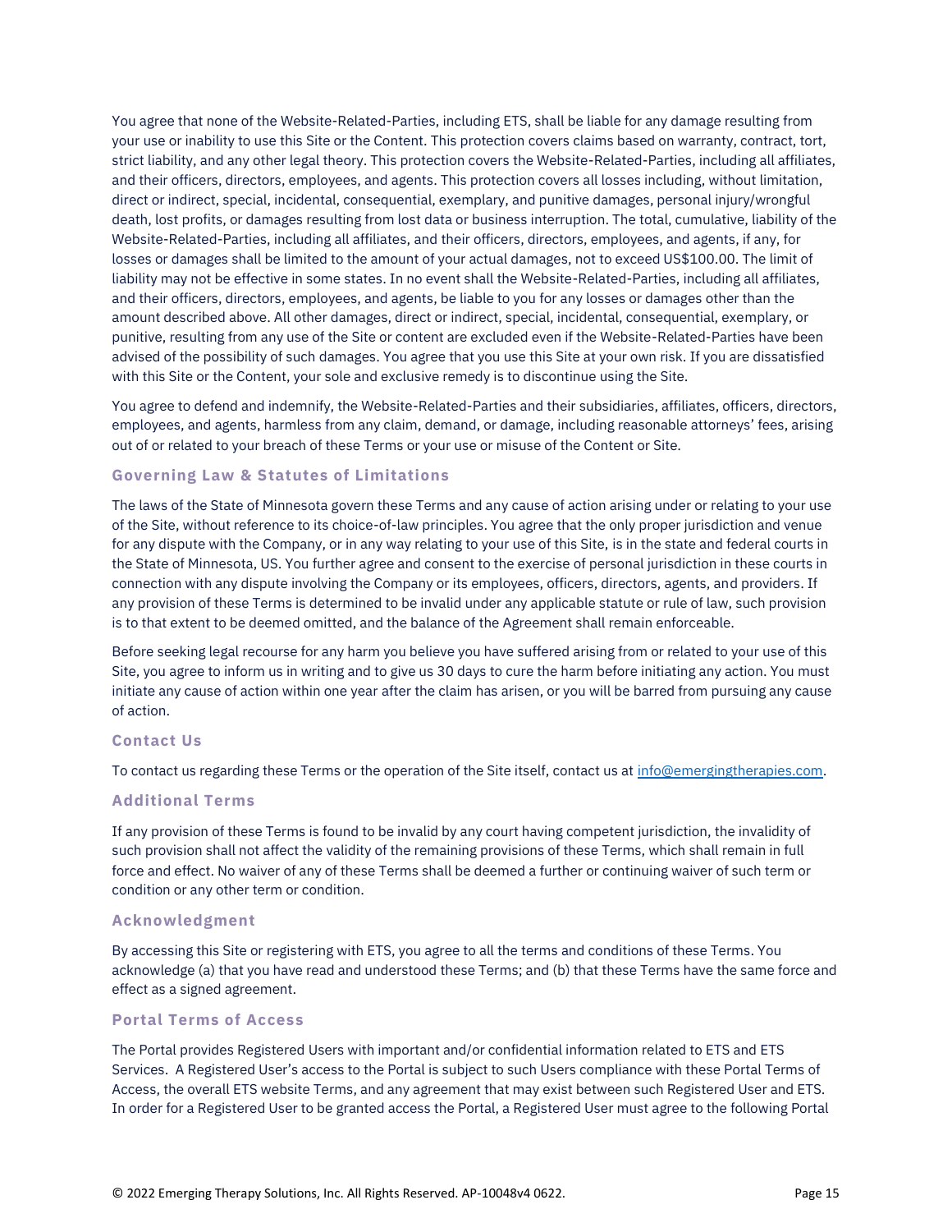You agree that none of the Website-Related-Parties, including ETS, shall be liable for any damage resulting from your use or inability to use this Site or the Content. This protection covers claims based on warranty, contract, tort, strict liability, and any other legal theory. This protection covers the Website-Related-Parties, including all affiliates, and their officers, directors, employees, and agents. This protection covers all losses including, without limitation, direct or indirect, special, incidental, consequential, exemplary, and punitive damages, personal injury/wrongful death, lost profits, or damages resulting from lost data or business interruption. The total, cumulative, liability of the Website-Related-Parties, including all affiliates, and their officers, directors, employees, and agents, if any, for losses or damages shall be limited to the amount of your actual damages, not to exceed US$100.00. The limit of liability may not be effective in some states. In no event shall the Website-Related-Parties, including all affiliates, and their officers, directors, employees, and agents, be liable to you for any losses or damages other than the amount described above. All other damages, direct or indirect, special, incidental, consequential, exemplary, or punitive, resulting from any use of the Site or content are excluded even if the Website-Related-Parties have been advised of the possibility of such damages. You agree that you use this Site at your own risk. If you are dissatisfied with this Site or the Content, your sole and exclusive remedy is to discontinue using the Site.

You agree to defend and indemnify, the Website-Related-Parties and their subsidiaries, affiliates, officers, directors, employees, and agents, harmless from any claim, demand, or damage, including reasonable attorneys' fees, arising out of or related to your breach of these Terms or your use or misuse of the Content or Site.

### Governing Law & Statutes of Limitations

The laws of the State of Minnesota govern these Terms and any cause of action arising under or relating to your use of the Site, without reference to its choice-of-law principles. You agree that the only proper jurisdiction and venue for any dispute with the Company, or in any way relating to your use of this Site, is in the state and federal courts in the State of Minnesota, US. You further agree and consent to the exercise of personal jurisdiction in these courts in connection with any dispute involving the Company or its employees, officers, directors, agents, and providers. If any provision of these Terms is determined to be invalid under any applicable statute or rule of law, such provision is to that extent to be deemed omitted, and the balance of the Agreement shall remain enforceable.

Before seeking legal recourse for any harm you believe you have suffered arising from or related to your use of this Site, you agree to inform us in writing and to give us 30 days to cure the harm before initiating any action. You must initiate any cause of action within one year after the claim has arisen, or you will be barred from pursuing any cause of action.

### Contact Us

To contact us regarding these Terms or the operation of the Site itself, contact us at info@emergingtherapies.com.

### Additional Terms

If any provision of these Terms is found to be invalid by any court having competent jurisdiction, the invalidity of such provision shall not affect the validity of the remaining provisions of these Terms, which shall remain in full force and effect. No waiver of any of these Terms shall be deemed a further or continuing waiver of such term or condition or any other term or condition.

### Acknowledgment

By accessing this Site or registering with ETS, you agree to all the terms and conditions of these Terms. You acknowledge (a) that you have read and understood these Terms; and (b) that these Terms have the same force and effect as a signed agreement.

### Portal Terms of Access

The Portal provides Registered Users with important and/or confidential information related to ETS and ETS Services. A Registered User's access to the Portal is subject to such Users compliance with these Portal Terms of Access, the overall ETS website Terms, and any agreement that may exist between such Registered User and ETS. In order for a Registered User to be granted access the Portal, a Registered User must agree to the following Portal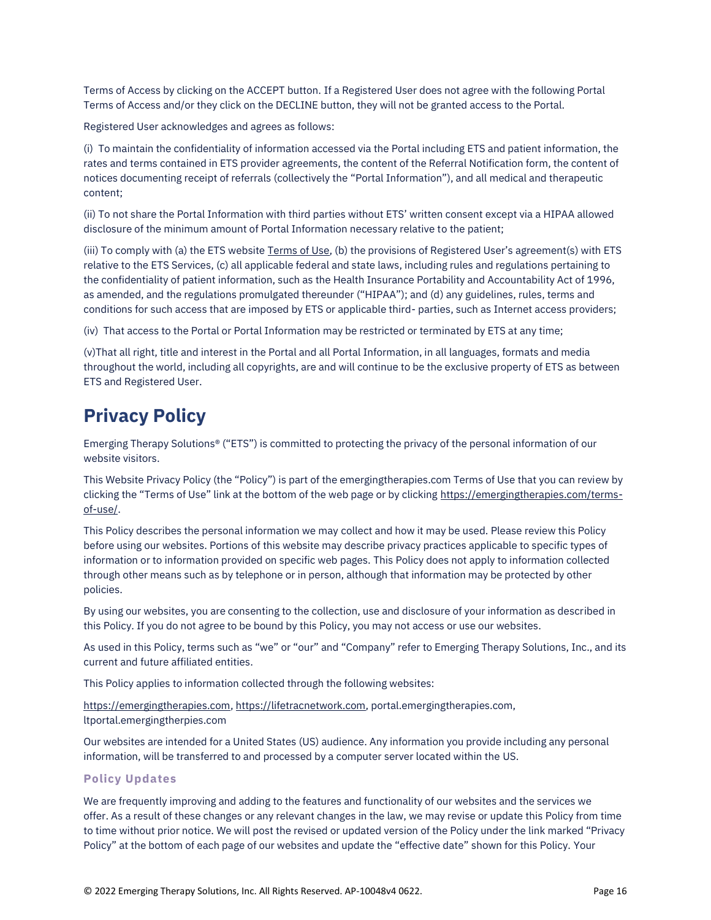Terms of Access by clicking on the ACCEPT button. If a Registered User does not agree with the following Portal Terms of Access and/or they click on the DECLINE button, they will not be granted access to the Portal.

Registered User acknowledges and agrees as follows:

(i) To maintain the confidentiality of information accessed via the Portal including ETS and patient information, the rates and terms contained in ETS provider agreements, the content of the Referral Notification form, the content of notices documenting receipt of referrals (collectively the "Portal Information"), and all medical and therapeutic content;

(ii) To not share the Portal Information with third parties without ETS' written consent except via a HIPAA allowed disclosure of the minimum amount of Portal Information necessary relative to the patient;

(iii) To comply with (a) the ETS website Terms of Use, (b) the provisions of Registered User's agreement(s) with ETS relative to the ETS Services, (c) all applicable federal and state laws, including rules and regulations pertaining to the confidentiality of patient information, such as the Health Insurance Portability and Accountability Act of 1996, as amended, and the regulations promulgated thereunder ("HIPAA"); and (d) any guidelines, rules, terms and conditions for such access that are imposed by ETS or applicable third- parties, such as Internet access providers;

(iv) That access to the Portal or Portal Information may be restricted or terminated by ETS at any time;

(v)That all right, title and interest in the Portal and all Portal Information, in all languages, formats and media throughout the world, including all copyrights, are and will continue to be the exclusive property of ETS as between ETS and Registered User.

# Privacy Policy

Emerging Therapy Solutions® ("ETS") is committed to protecting the privacy of the personal information of our website visitors.

This Website Privacy Policy (the "Policy") is part of the emergingtherapies.com Terms of Use that you can review by clicking the "Terms of Use" link at the bottom of the web page or by clicking https://emergingtherapies.com/terms-of-use/.

This Policy describes the personal information we may collect and how it may be used. Please review this Policy before using our websites. Portions of this website may describe privacy practices applicable to specific types of information or to information provided on specific web pages. This Policy does not apply to information collected through other means such as by telephone or in person, although that information may be protected by other policies.

By using our websites, you are consenting to the collection, use and disclosure of your information as described in this Policy. If you do not agree to be bound by this Policy, you may not access or use our websites.

As used in this Policy, terms such as "we" or "our" and "Company" refer to Emerging Therapy Solutions, Inc., and its current and future affiliated entities.

This Policy applies to information collected through the following websites:

https://emergingtherapies.com, https://lifetracnetwork.com, portal.emergingtherapies.com, ltportal.emergingtherpies.com

Our websites are intended for a United States (US) audience. Any information you provide including any personal information, will be transferred to and processed by a computer server located within the US.

### Policy Updates

We are frequently improving and adding to the features and functionality of our websites and the services we offer. As a result of these changes or any relevant changes in the law, we may revise or update this Policy from time to time without prior notice. We will post the revised or updated version of the Policy under the link marked "Privacy Policy" at the bottom of each page of our websites and update the "effective date" shown for this Policy. Your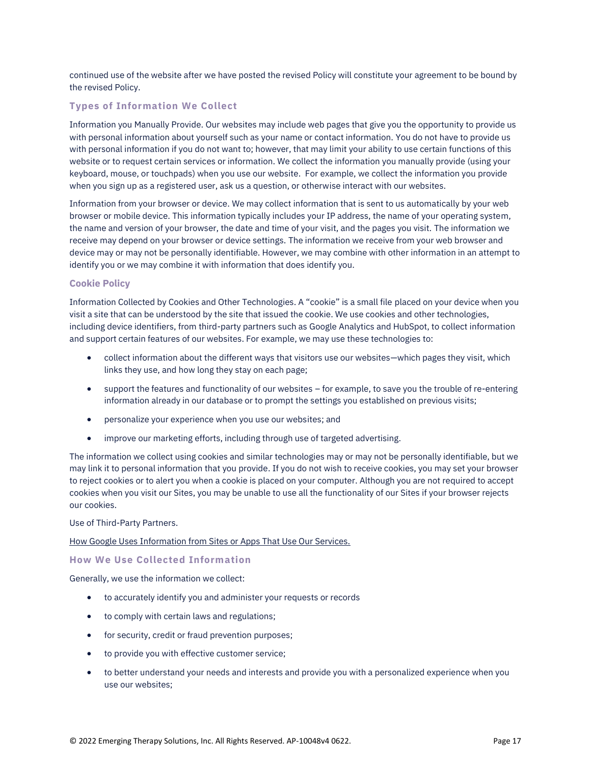continued use of the website after we have posted the revised Policy will constitute your agreement to be bound by the revised Policy.

### Types of Information We Collect

Information you Manually Provide. Our websites may include web pages that give you the opportunity to provide us with personal information about yourself such as your name or contact information. You do not have to provide us with personal information if you do not want to; however, that may limit your ability to use certain functions of this website or to request certain services or information. We collect the information you manually provide (using your keyboard, mouse, or touchpads) when you use our website. For example, we collect the information you provide when you sign up as a registered user, ask us a question, or otherwise interact with our websites.

Information from your browser or device. We may collect information that is sent to us automatically by your web browser or mobile device. This information typically includes your IP address, the name of your operating system, the name and version of your browser, the date and time of your visit, and the pages you visit. The information we receive may depend on your browser or device settings. The information we receive from your web browser and device may or may not be personally identifiable. However, we may combine with other information in an attempt to identify you or we may combine it with information that does identify you.

### Cookie Policy

Information Collected by Cookies and Other Technologies. A "cookie" is a small file placed on your device when you visit a site that can be understood by the site that issued the cookie. We use cookies and other technologies, including device identifiers, from third-party partners such as Google Analytics and HubSpot, to collect information and support certain features of our websites. For example, we may use these technologies to:

- collect information about the different ways that visitors use our websites—which pages they visit, which links they use, and how long they stay on each page;
- support the features and functionality of our websites – for example, to save you the trouble of re-entering information already in our database or to prompt the settings you established on previous visits;
- personalize your experience when you use our websites; and
- improve our marketing efforts, including through use of targeted advertising.

The information we collect using cookies and similar technologies may or may not be personally identifiable, but we may link it to personal information that you provide. If you do not wish to receive cookies, you may set your browser to reject cookies or to alert you when a cookie is placed on your computer. Although you are not required to accept cookies when you visit our Sites, you may be unable to use all the functionality of our Sites if your browser rejects our cookies.

Use of Third-Party Partners.

How Google Uses Information from Sites or Apps That Use Our Services.

### How We Use Collected Information

Generally, we use the information we collect:

- to accurately identify you and administer your requests or records
- to comply with certain laws and regulations;
- for security, credit or fraud prevention purposes;
- to provide you with effective customer service;
- to better understand your needs and interests and provide you with a personalized experience when you use our websites;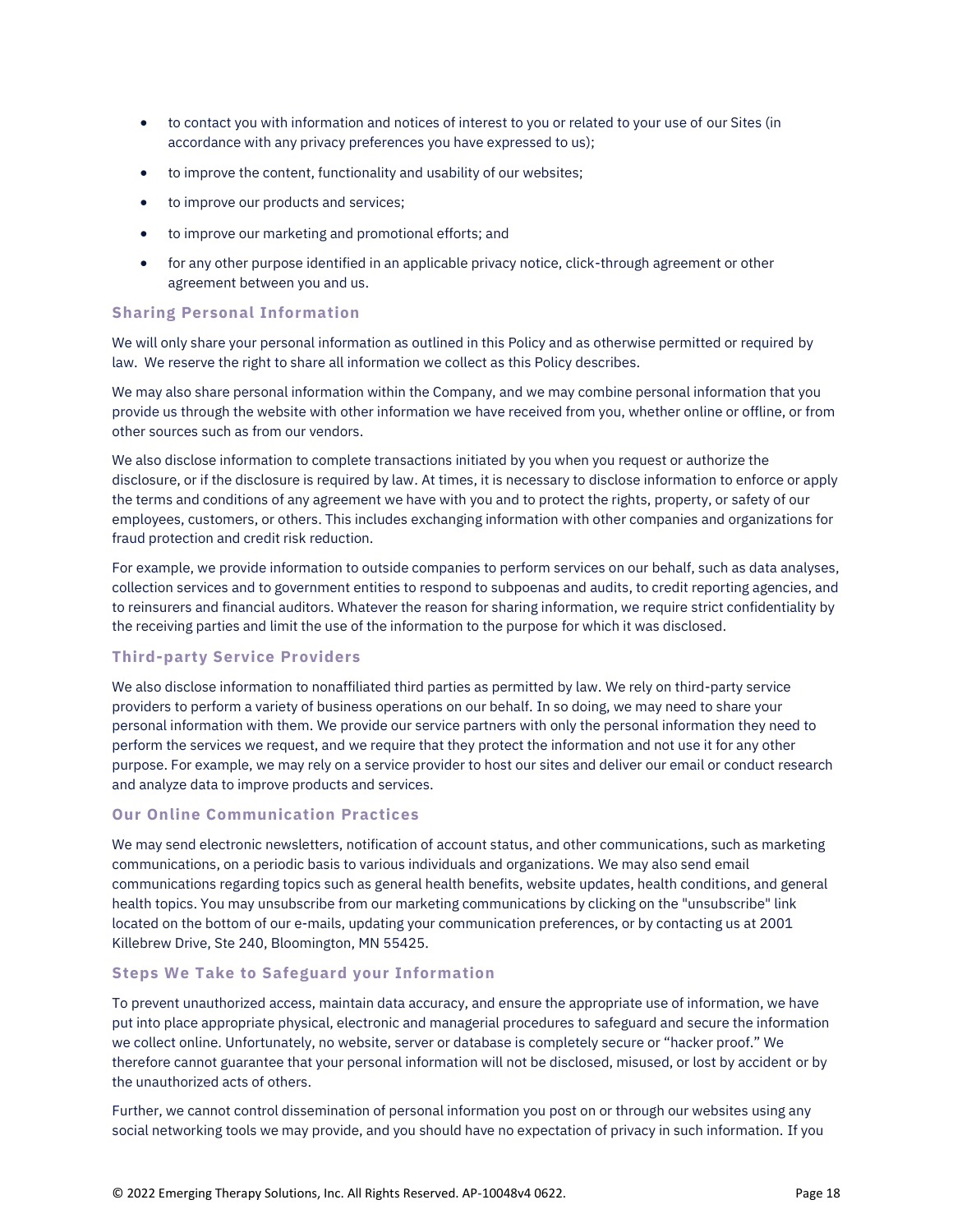- to contact you with information and notices of interest to you or related to your use of our Sites (in accordance with any privacy preferences you have expressed to us);
- to improve the content, functionality and usability of our websites;
- to improve our products and services;
- to improve our marketing and promotional efforts; and
- for any other purpose identified in an applicable privacy notice, click-through agreement or other agreement between you and us.

### Sharing Personal Information

We will only share your personal information as outlined in this Policy and as otherwise permitted or required by law. We reserve the right to share all information we collect as this Policy describes.

We may also share personal information within the Company, and we may combine personal information that you provide us through the website with other information we have received from you, whether online or offline, or from other sources such as from our vendors.

We also disclose information to complete transactions initiated by you when you request or authorize the disclosure, or if the disclosure is required by law. At times, it is necessary to disclose information to enforce or apply the terms and conditions of any agreement we have with you and to protect the rights, property, or safety of our employees, customers, or others. This includes exchanging information with other companies and organizations for fraud protection and credit risk reduction.

For example, we provide information to outside companies to perform services on our behalf, such as data analyses, collection services and to government entities to respond to subpoenas and audits, to credit reporting agencies, and to reinsurers and financial auditors. Whatever the reason for sharing information, we require strict confidentiality by the receiving parties and limit the use of the information to the purpose for which it was disclosed.

### Third-party Service Providers

We also disclose information to nonaffiliated third parties as permitted by law. We rely on third-party service providers to perform a variety of business operations on our behalf. In so doing, we may need to share your personal information with them. We provide our service partners with only the personal information they need to perform the services we request, and we require that they protect the information and not use it for any other purpose. For example, we may rely on a service provider to host our sites and deliver our email or conduct research and analyze data to improve products and services.

### Our Online Communication Practices

We may send electronic newsletters, notification of account status, and other communications, such as marketing communications, on a periodic basis to various individuals and organizations. We may also send email communications regarding topics such as general health benefits, website updates, health conditions, and general health topics. You may unsubscribe from our marketing communications by clicking on the "unsubscribe" link located on the bottom of our e-mails, updating your communication preferences, or by contacting us at 2001 Killebrew Drive, Ste 240, Bloomington, MN 55425.

### Steps We Take to Safeguard your Information

To prevent unauthorized access, maintain data accuracy, and ensure the appropriate use of information, we have put into place appropriate physical, electronic and managerial procedures to safeguard and secure the information we collect online. Unfortunately, no website, server or database is completely secure or "hacker proof." We therefore cannot guarantee that your personal information will not be disclosed, misused, or lost by accident or by the unauthorized acts of others.

Further, we cannot control dissemination of personal information you post on or through our websites using any social networking tools we may provide, and you should have no expectation of privacy in such information. If you

© 2022 Emerging Therapy Solutions, Inc. All Rights Reserved. AP-10048v4 0622.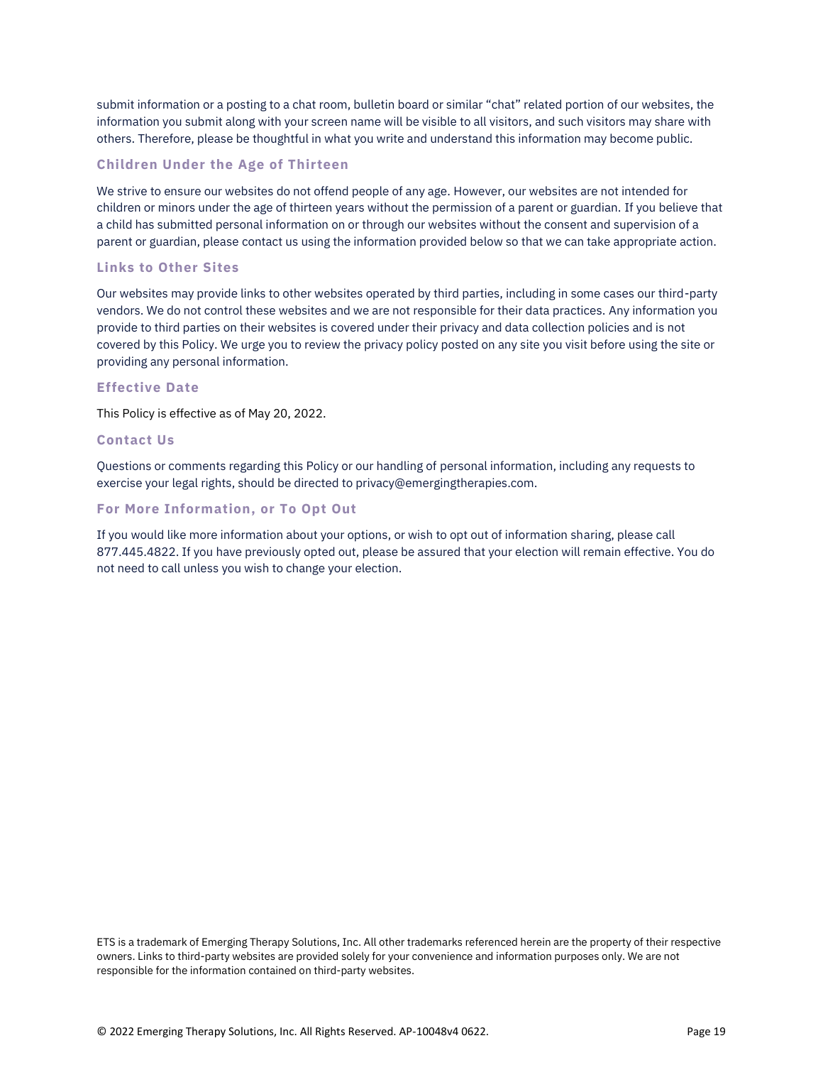submit information or a posting to a chat room, bulletin board or similar "chat" related portion of our websites, the information you submit along with your screen name will be visible to all visitors, and such visitors may share with others. Therefore, please be thoughtful in what you write and understand this information may become public.

### Children Under the Age of Thirteen

We strive to ensure our websites do not offend people of any age. However, our websites are not intended for children or minors under the age of thirteen years without the permission of a parent or guardian. If you believe that a child has submitted personal information on or through our websites without the consent and supervision of a parent or guardian, please contact us using the information provided below so that we can take appropriate action.

### Links to Other Sites

Our websites may provide links to other websites operated by third parties, including in some cases our third-party vendors. We do not control these websites and we are not responsible for their data practices. Any information you provide to third parties on their websites is covered under their privacy and data collection policies and is not covered by this Policy. We urge you to review the privacy policy posted on any site you visit before using the site or providing any personal information.

### Effective Date

This Policy is effective as of May 20, 2022.

### Contact Us

Questions or comments regarding this Policy or our handling of personal information, including any requests to exercise your legal rights, should be directed to privacy@emergingtherapies.com.

### For More Information, or To Opt Out

If you would like more information about your options, or wish to opt out of information sharing, please call 877.445.4822. If you have previously opted out, please be assured that your election will remain effective. You do not need to call unless you wish to change your election.

ETS is a trademark of Emerging Therapy Solutions, Inc. All other trademarks referenced herein are the property of their respective owners. Links to third-party websites are provided solely for your convenience and information purposes only. We are not responsible for the information contained on third-party websites.

© 2022 Emerging Therapy Solutions, Inc. All Rights Reserved. AP-10048v4 0622.